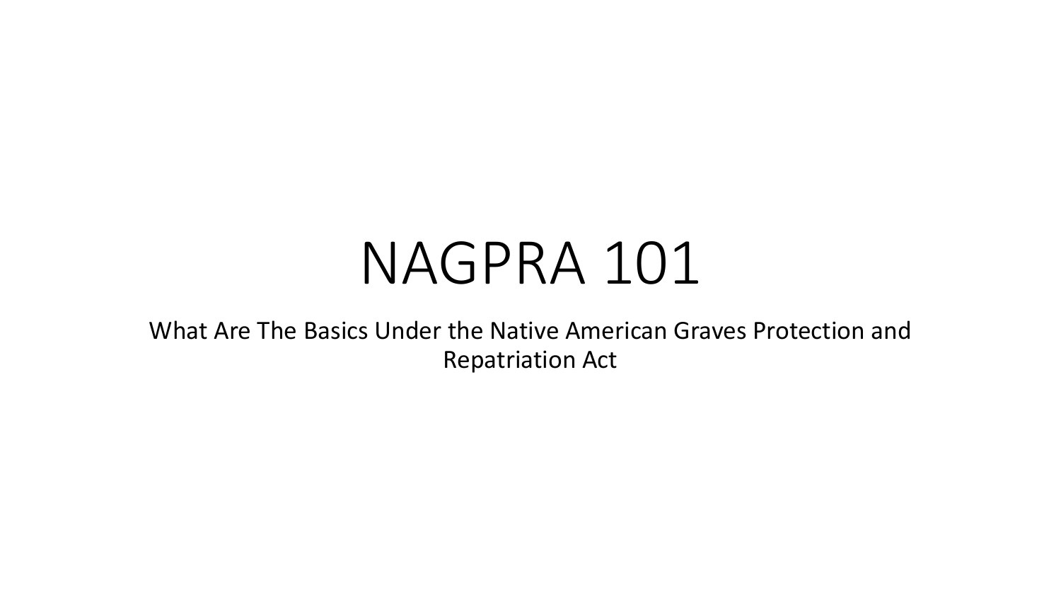# NAGPRA 101

What Are The Basics Under the Native American Graves Protection and Repatriation Act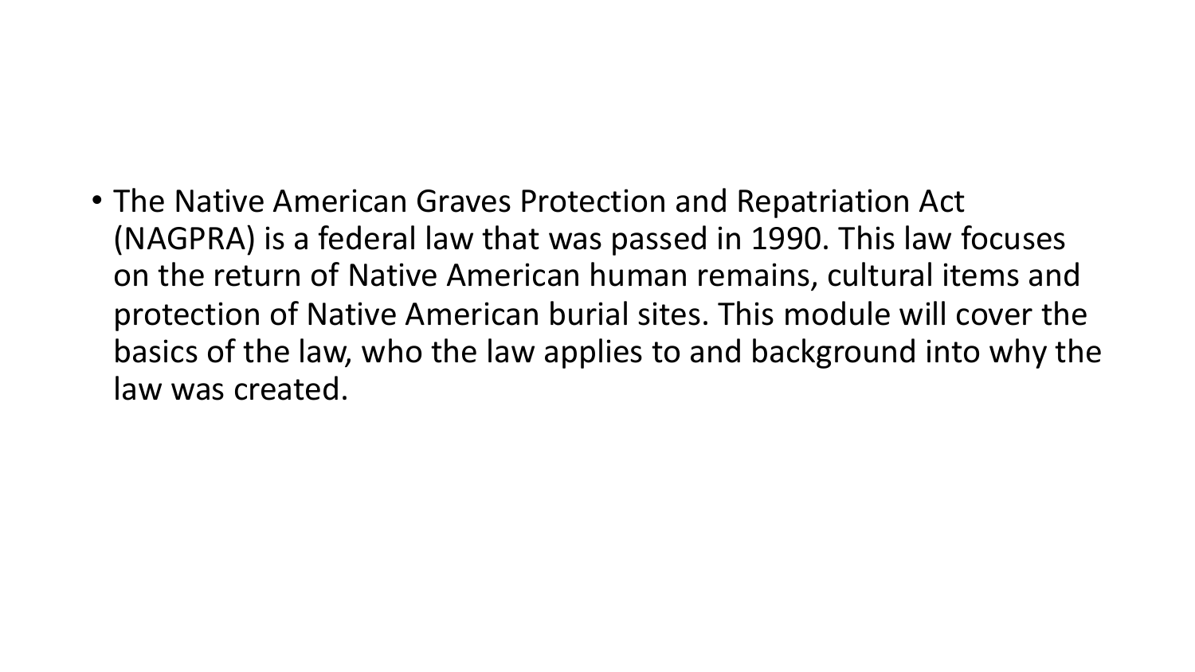- The Native American Graves Protection and Repatriation Act (NAGPRA) is a federal law that was passed in 1990. This law focuses on the return of Native American human remains, cultural items and protection of Native American burial sites. This module will cover the basics of the law, who the law applies to and background into why the law was created.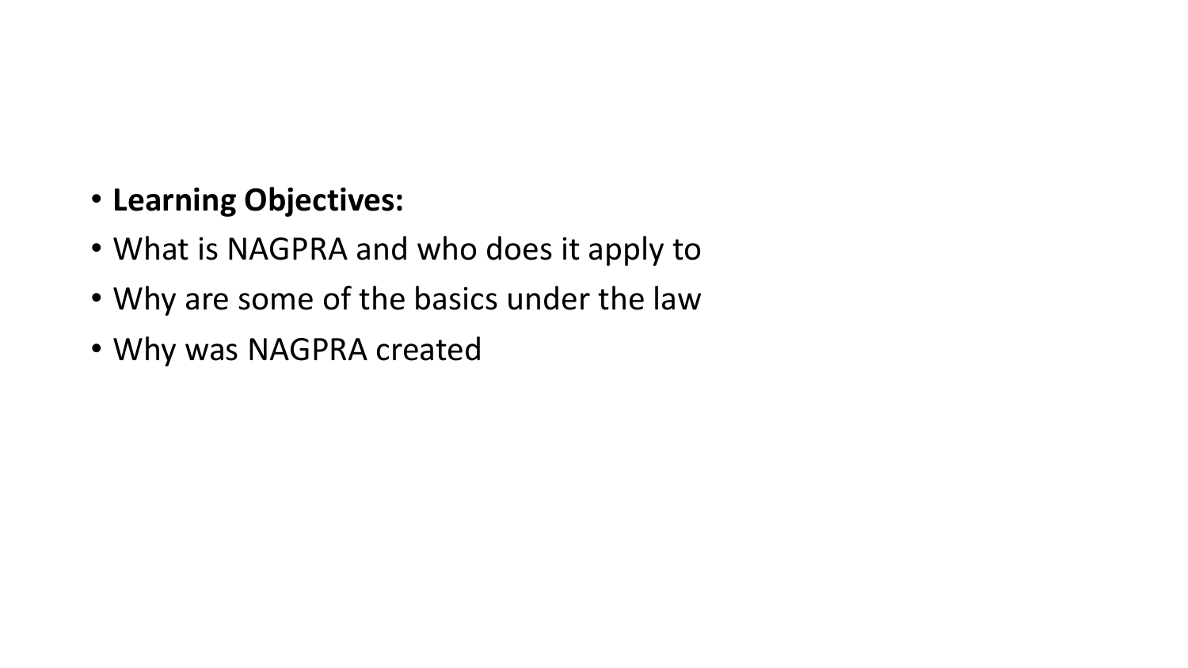- **Learning Objectives:**
- What is NAGPRA and who does it apply to
- Why are some of the basics under the law
- Why was NAGPRA created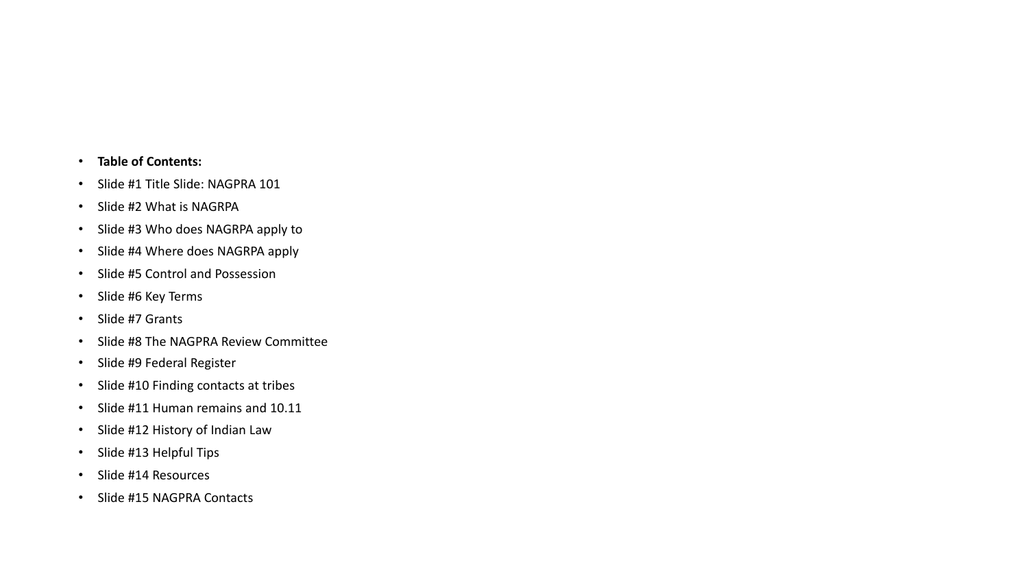- **Table of Contents:**
- Slide #1 Title Slide: NAGPRA 101
- Slide #2 What is NAGRPA
- Slide #3 Who does NAGRPA apply to
- Slide #4 Where does NAGRPA apply
- Slide #5 Control and Possession
- Slide #6 Key Terms
- Slide #7 Grants
- Slide #8 The NAGPRA Review Committee
- Slide #9 Federal Register
- Slide #10 Finding contacts at tribes
- Slide #11 Human remains and 10.11
- Slide #12 History of Indian Law
- Slide #13 Helpful Tips
- Slide #14 Resources
- Slide #15 NAGPRA Contacts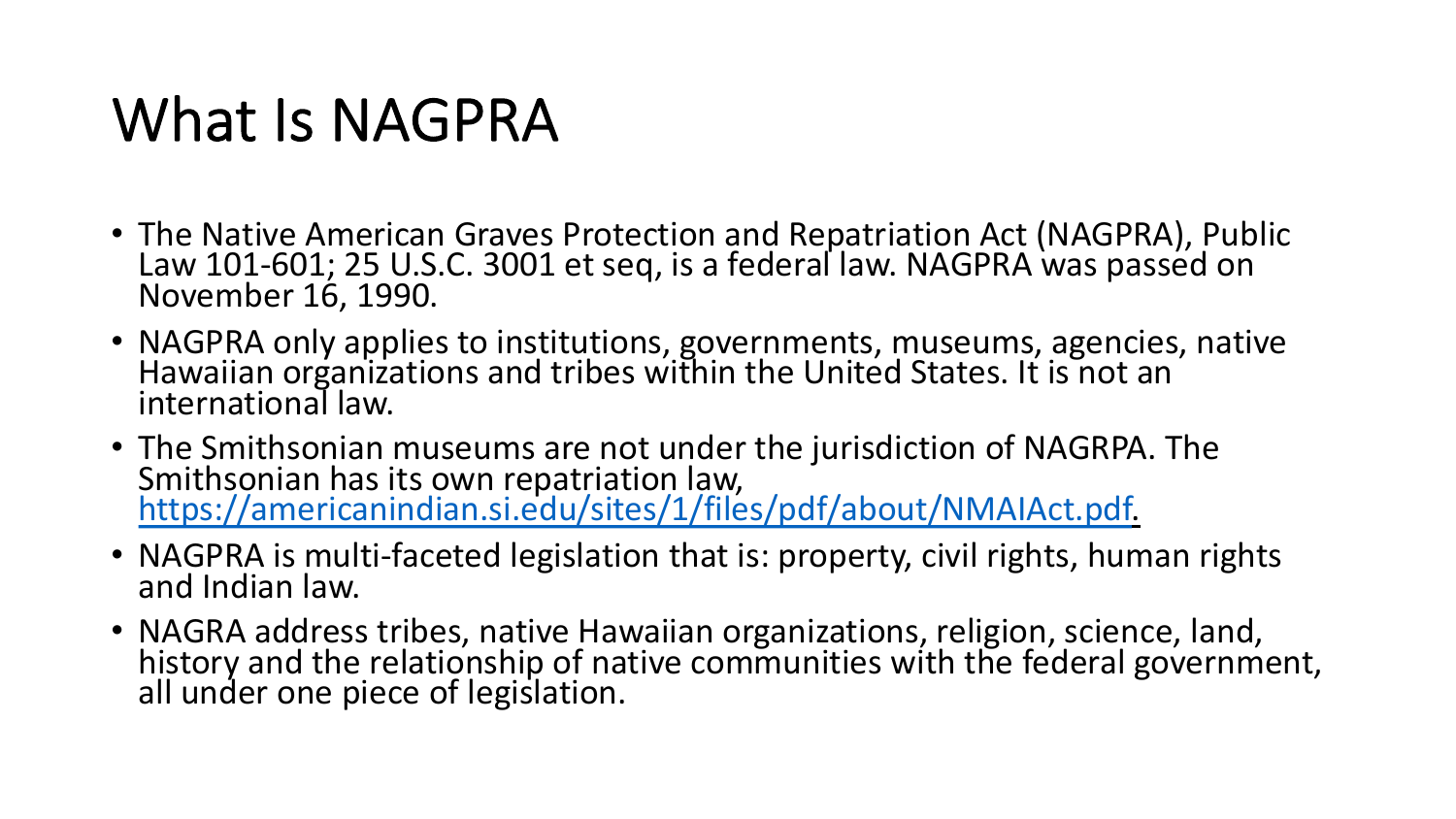# What Is NAGPRA

- The Native American Graves Protection and Repatriation Act (NAGPRA), Public Law 101-601; 25 U.S.C. 3001 et seq, is a federal law. NAGPRA was passed on November 16, 1990.
- NAGPRA only applies to institutions, governments, museums, agencies, native Hawaiian organizations and tribes within the United States. It is not an international law.
- The Smithsonian museums are not under the jurisdiction of NAGRPA. The Smithsonian has its own repatriation law, [https://americanindian.si.edu/sites/1/files/pdf/about/NMAIAct.pdf](https://americanindian.si.edu/sites/1/files/pdf/about/NMAIAct.pdf).
- NAGPRA is multi-faceted legislation that is: property, civil rights, human rights and Indian law.
- NAGRA address tribes, native Hawaiian organizations, religion, science, land, history and the relationship of native communities with the federal government, all under one piece of legislation.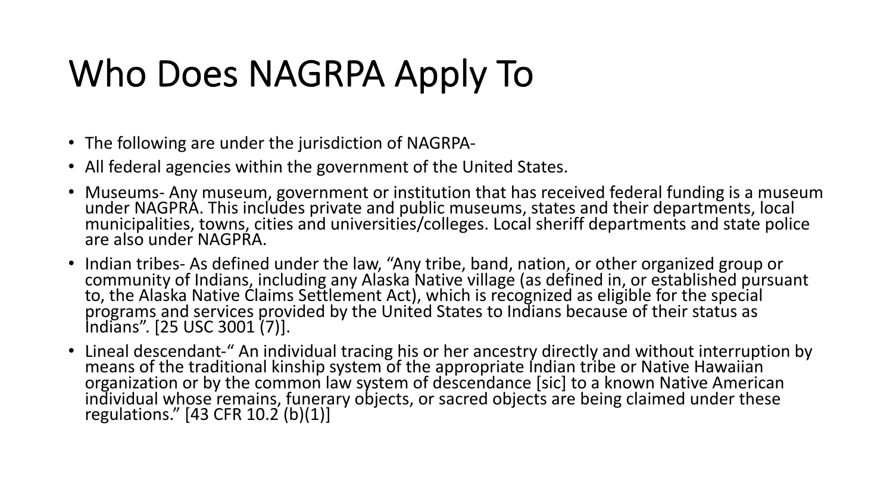# Who Does NAGRPA Apply To

- The following are under the jurisdiction of NAGRPA-
- All federal agencies within the government of the United States.
- Museums- Any museum, government or institution that has received federal funding is a museum under NAGPRA. This includes private and public museums, states and their departments, local municipalities, towns, cities and universities/colleges. Local sheriff departments and state police are also under NAGPRA.
- Indian tribes- As defined under the law, "Any tribe, band, nation, or other organized group or community of Indians, including any Alaska Native village (as defined in, or established pursuant to, the Alaska Native Claims Settlement Act), which is recognized as eligible for the special programs and services provided by the United States to Indians because of their status as Indians". [25 USC 3001 (7)].
- Lineal descendant-" An individual tracing his or her ancestry directly and without interruption by means of the traditional kinship system of the appropriate Indian tribe or Native Hawaiian organization or by the common law system of descendance [sic] to a known Native American individual whose remains, funerary objects, or sacred objects are being claimed under these regulations." [43 CFR 10.2 (b)(1)]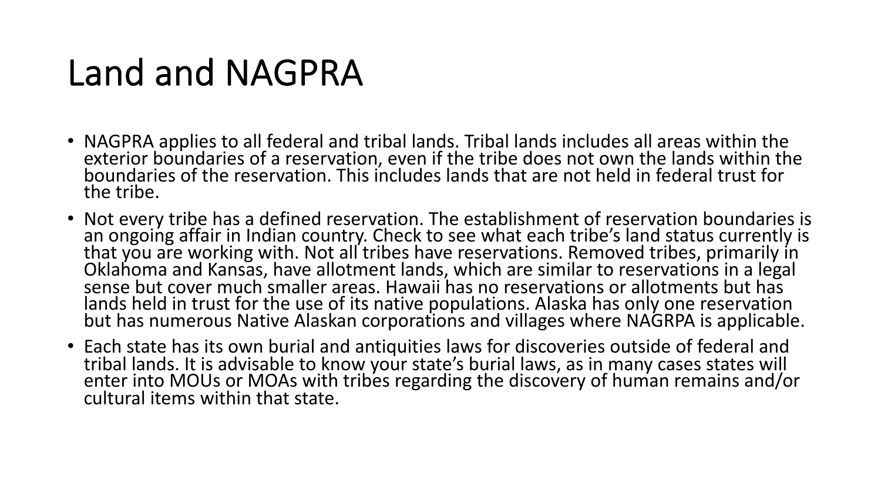# Land and NAGPRA

- NAGPRA applies to all federal and tribal lands. Tribal lands includes all areas within the exterior boundaries of a reservation, even if the tribe does not own the lands within the boundaries of the reservation. This includes lands that are not held in federal trust for the tribe.
- Not every tribe has a defined reservation. The establishment of reservation boundaries is an ongoing affair in Indian country. Check to see what each tribe's land status currently is that you are working with. Not all tribes have reservations. Removed tribes, primarily in Oklahoma and Kansas, have allotment lands, which are similar to reservations in a legal sense but cover much smaller areas. Hawaii has no reservations or allotments but has lands held in trust for the use of its native populations. Alaska has only one reservation but has numerous Native Alaskan corporations and villages where NAGRPA is applicable.
- Each state has its own burial and antiquities laws for discoveries outside of federal and tribal lands. It is advisable to know your state's burial laws, as in many cases states will enter into MOUs or MOAs with tribes regarding the discovery of human remains and/or cultural items within that state.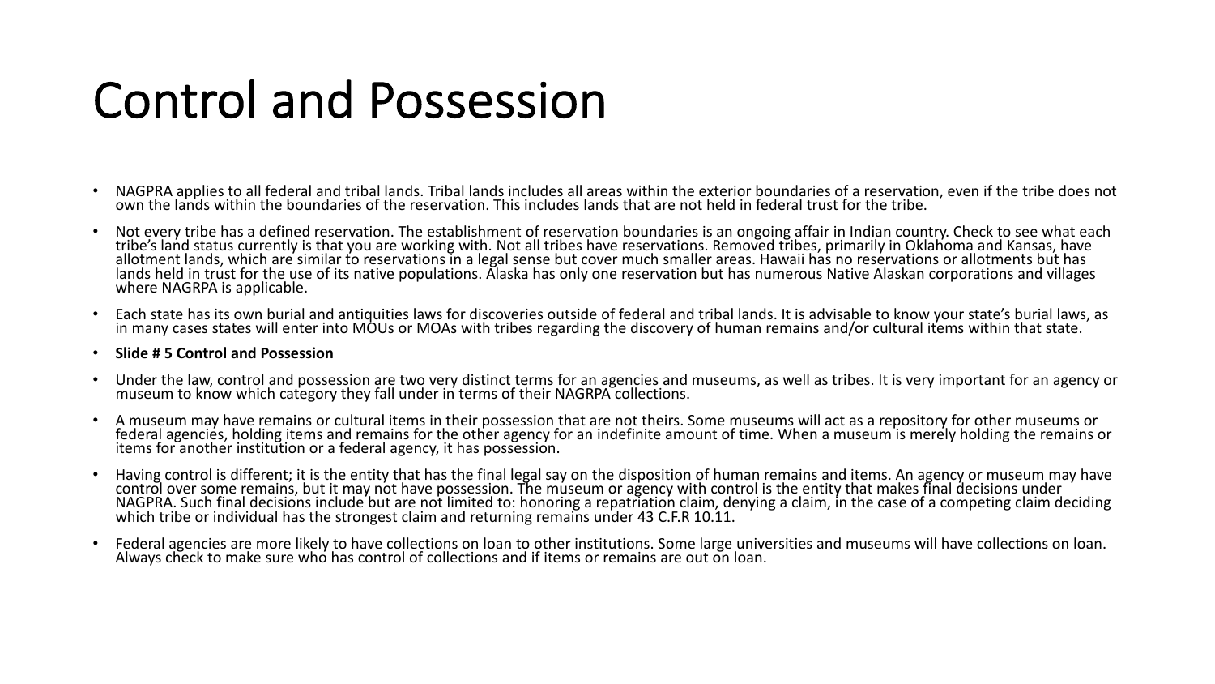# Control and Possession

- NAGPRA applies to all federal and tribal lands. Tribal lands includes all areas within the exterior boundaries of a reservation, even if the tribe does not own the lands within the boundaries of the reservation. This includes lands that are not held in federal trust for the tribe.
- Not every tribe has a defined reservation. The establishment of reservation boundaries is an ongoing affair in Indian country. Check to see what each tribe's land status currently is that you are working with. Not all tribes have reservations. Removed tribes, primarily in Oklahoma and Kansas, have allotment lands, which are similar to reservations in a legal sense but cover much smaller areas. Hawaii has no reservations or allotments but has lands held in trust for the use of its native populations. Alaska has only one reservation but has numerous Native Alaskan corporations and villages where NAGRPA is applicable.
- Each state has its own burial and antiquities laws for discoveries outside of federal and tribal lands. It is advisable to know your state's burial laws, as in many cases states will enter into MOUs or MOAs with tribes regarding the discovery of human remains and/or cultural items within that state.
- **Slide # 5 Control and Possession**
- Under the law, control and possession are two very distinct terms for an agencies and museums, as well as tribes. It is very important for an agency or museum to know which category they fall under in terms of their NAGRPA collections.
- A museum may have remains or cultural items in their possession that are not theirs. Some museums will act as a repository for other museums or federal agencies, holding items and remains for the other agency for an indefinite amount of time. When a museum is merely holding the remains or items for another institution or a federal agency, it has possession.
- Having control is different; it is the entity that has the final legal say on the disposition of human remains and items. An agency or museum may have control over some remains, but it may not have possession. The museum or agency with control is the entity that makes final decisions under NAGPRA. Such final decisions include but are not limited to: honoring a repatriation claim, denying a claim, in the case of a competing claim deciding which tribe or individual has the strongest claim and returning remains under 43 C.F.R 10.11.
- Federal agencies are more likely to have collections on loan to other institutions. Some large universities and museums will have collections on loan. Always check to make sure who has control of collections and if items or remains are out on loan.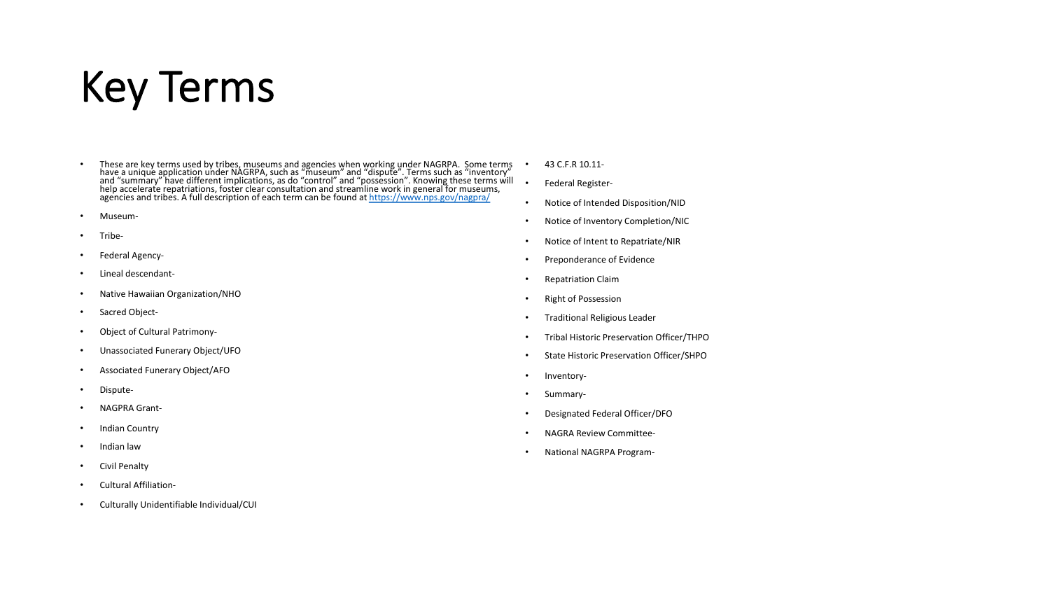# Key Terms

- These are key terms used by tribes, museums and agencies when working under NAGRPA. Some terms have a unique application under NAGRPA, such as "museum" and "dispute". Terms such as "inventory" and "summary" have different implications, as do "control" and "possession". Knowing these terms will help accelerate repatriations, foster clear consultation and streamline work in general for museums, agencies and tribes. A full description of each term can be found at [https://www.nps.gov/nagpra/](https://www.nps.gov/nagpra/)
- Museum-
- Tribe-
- Federal Agency-
- Lineal descendant-
- Native Hawaiian Organization/NHO
- Sacred Object-
- Object of Cultural Patrimony-
- Unassociated Funerary Object/UFO
- Associated Funerary Object/AFO
- Dispute-
- NAGPRA Grant-
- Indian Country
- Indian law
- Civil Penalty
- Cultural Affiliation-
- Culturally Unidentifiable Individual/CUI
- 43 C.F.R 10.11-
- Federal Register-
- Notice of Intended Disposition/NID
- Notice of Inventory Completion/NIC
- Notice of Intent to Repatriate/NIR
- Preponderance of Evidence
- Repatriation Claim
- Right of Possession
- Traditional Religious Leader
- Tribal Historic Preservation Officer/THPO
- State Historic Preservation Officer/SHPO
- Inventory-
- Summary-
- Designated Federal Officer/DFO
- NAGRA Review Committee-
- National NAGRPA Program-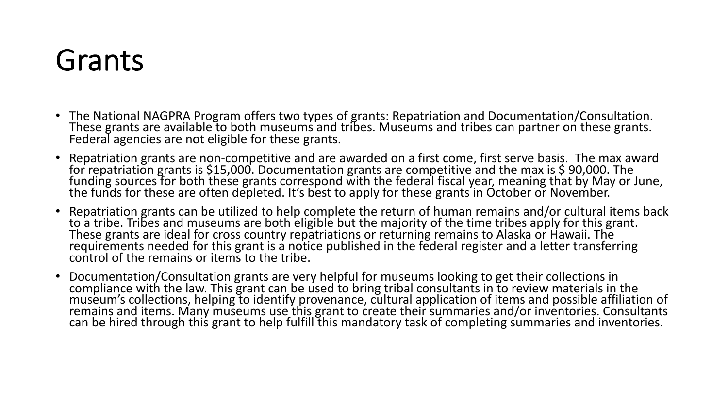# Grants

- The National NAGPRA Program offers two types of grants: Repatriation and Documentation/Consultation. These grants are available to both museums and tribes. Museums and tribes can partner on these grants. Federal agencies are not eligible for these grants.
- Repatriation grants are non-competitive and are awarded on a first come, first serve basis. The max award for repatriation grants is $15,000. Documentation grants are competitive and the max is $ 90,000. The funding sources for both these grants correspond with the federal fiscal year, meaning that by May or June, the funds for these are often depleted. It's best to apply for these grants in October or November.
- Repatriation grants can be utilized to help complete the return of human remains and/or cultural items back to a tribe. Tribes and museums are both eligible but the majority of the time tribes apply for this grant. These grants are ideal for cross country repatriations or returning remains to Alaska or Hawaii. The requirements needed for this grant is a notice published in the federal register and a letter transferring control of the remains or items to the tribe.
- Documentation/Consultation grants are very helpful for museums looking to get their collections in compliance with the law. This grant can be used to bring tribal consultants in to review materials in the museum's collections, helping to identify provenance, cultural application of items and possible affiliation of remains and items. Many museums use this grant to create their summaries and/or inventories. Consultants can be hired through this grant to help fulfill this mandatory task of completing summaries and inventories.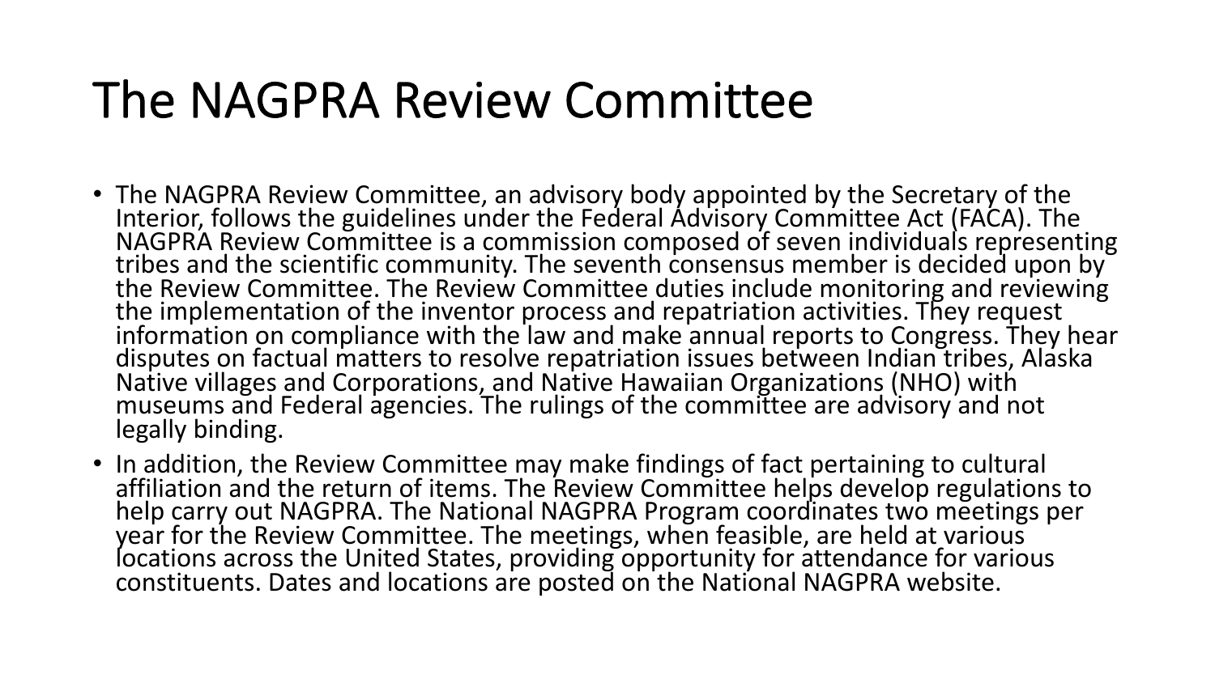# The NAGPRA Review Committee

- The NAGPRA Review Committee, an advisory body appointed by the Secretary of the Interior, follows the guidelines under the Federal Advisory Committee Act (FACA). The NAGPRA Review Committee is a commission composed of seven individuals representing tribes and the scientific community. The seventh consensus member is decided upon by the Review Committee. The Review Committee duties include monitoring and reviewing the implementation of the inventor process and repatriation activities. They request information on compliance with the law and make annual reports to Congress. They hear disputes on factual matters to resolve repatriation issues between Indian tribes, Alaska Native villages and Corporations, and Native Hawaiian Organizations (NHO) with museums and Federal agencies. The rulings of the committee are advisory and not legally binding.
- In addition, the Review Committee may make findings of fact pertaining to cultural affiliation and the return of items. The Review Committee helps develop regulations to help carry out NAGPRA. The National NAGPRA Program coordinates two meetings per year for the Review Committee. The meetings, when feasible, are held at various locations across the United States, providing opportunity for attendance for various constituents. Dates and locations are posted on the National NAGPRA website.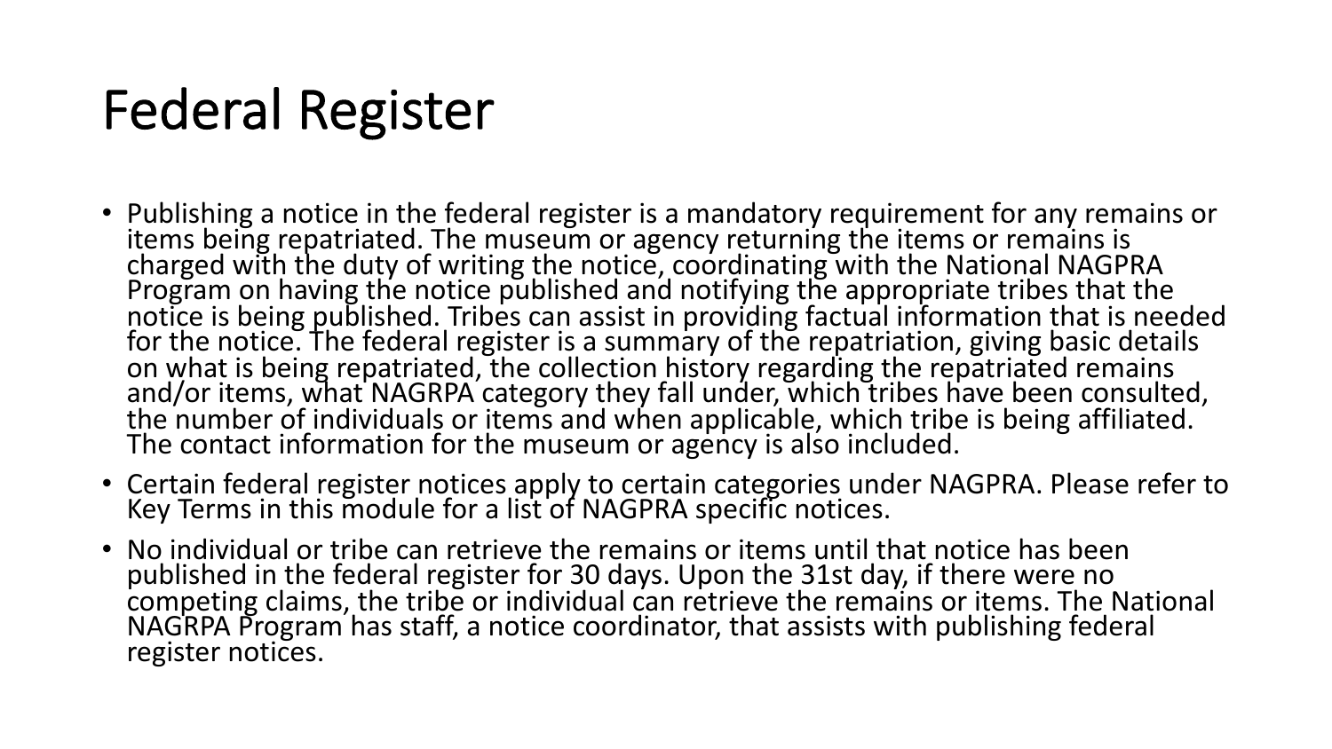# Federal Register

- Publishing a notice in the federal register is a mandatory requirement for any remains or items being repatriated. The museum or agency returning the items or remains is charged with the duty of writing the notice, coordinating with the National NAGPRA Program on having the notice published and notifying the appropriate tribes that the notice is being published. Tribes can assist in providing factual information that is needed for the notice. The federal register is a summary of the repatriation, giving basic details on what is being repatriated, the collection history regarding the repatriated remains and/or items, what NAGRPA category they fall under, which tribes have been consulted, the number of individuals or items and when applicable, which tribe is being affiliated. The contact information for the museum or agency is also included.
- Certain federal register notices apply to certain categories under NAGPRA. Please refer to Key Terms in this module for a list of NAGPRA specific notices.
- No individual or tribe can retrieve the remains or items until that notice has been published in the federal register for 30 days. Upon the 31st day, if there were no competing claims, the tribe or individual can retrieve the remains or items. The National NAGRPA Program has staff, a notice coordinator, that assists with publishing federal register notices.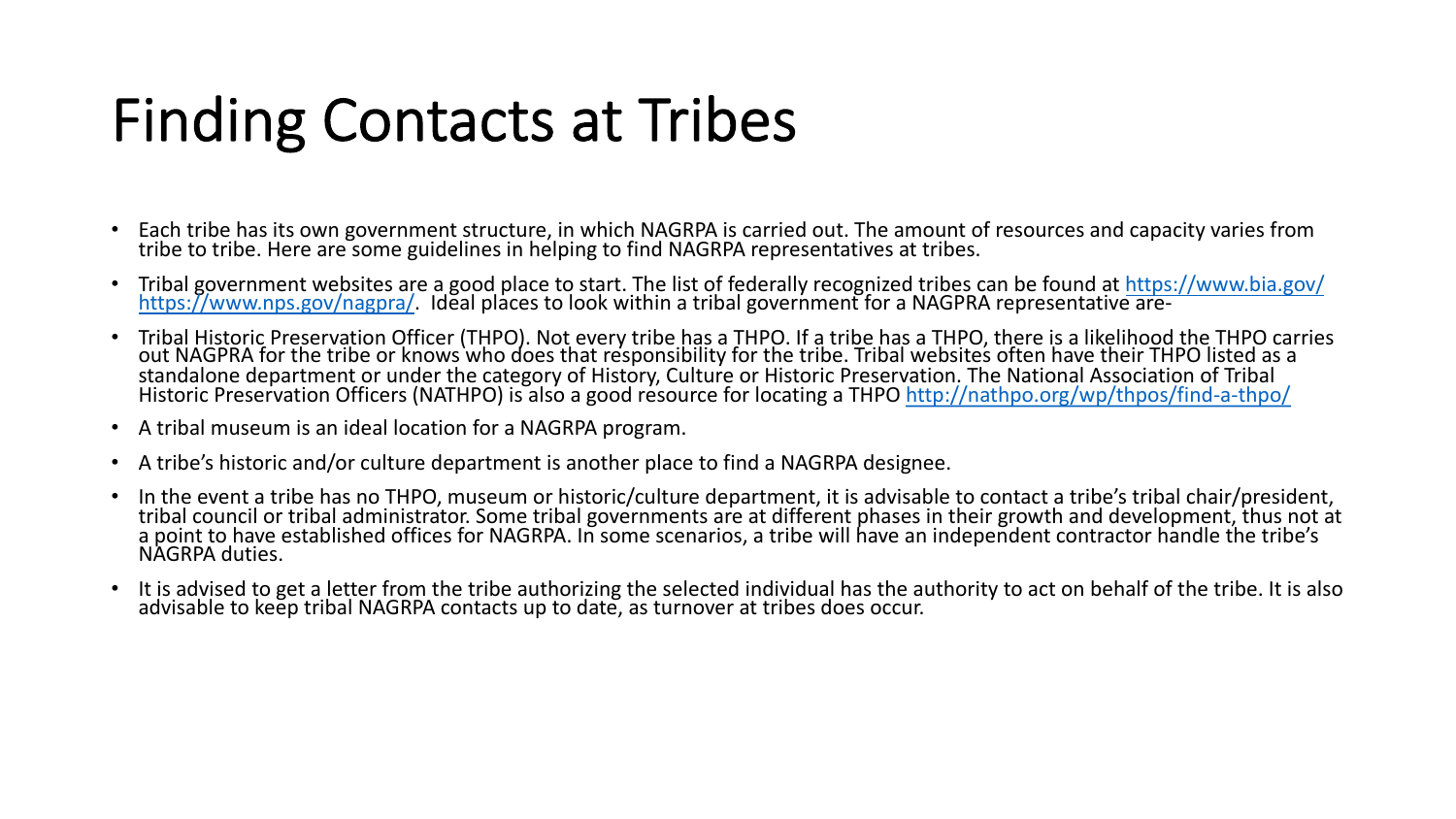# Finding Contacts at Tribes

- Each tribe has its own government structure, in which NAGRPA is carried out. The amount of resources and capacity varies from tribe to tribe. Here are some guidelines in helping to find NAGRPA representatives at tribes.
- Tribal government websites are a good place to start. The list of federally recognized tribes can be found at https://www.bia.gov/ https://www.nps.gov/nagpra/. Ideal places to look within a tribal government for a NAGPRA representative are-
- Tribal Historic Preservation Officer (THPO). Not every tribe has a THPO. If a tribe has a THPO, there is a likelihood the THPO carries out NAGPRA for the tribe or knows who does that responsibility for the tribe. Tribal websites often have their THPO listed as a standalone department or under the category of History, Culture or Historic Preservation. The National Association of Tribal Historic Preservation Officers (NATHPO) is also a good resource for locating a THPO http://nathpo.org/wp/thpos/find-a-thpo/
- A tribal museum is an ideal location for a NAGRPA program.
- A tribe's historic and/or culture department is another place to find a NAGRPA designee.
- In the event a tribe has no THPO, museum or historic/culture department, it is advisable to contact a tribe's tribal chair/president, tribal council or tribal administrator. Some tribal governments are at different phases in their growth and development, thus not at a point to have established offices for NAGRPA. In some scenarios, a tribe will have an independent contractor handle the tribe's NAGRPA duties.
- It is advised to get a letter from the tribe authorizing the selected individual has the authority to act on behalf of the tribe. It is also advisable to keep tribal NAGRPA contacts up to date, as turnover at tribes does occur.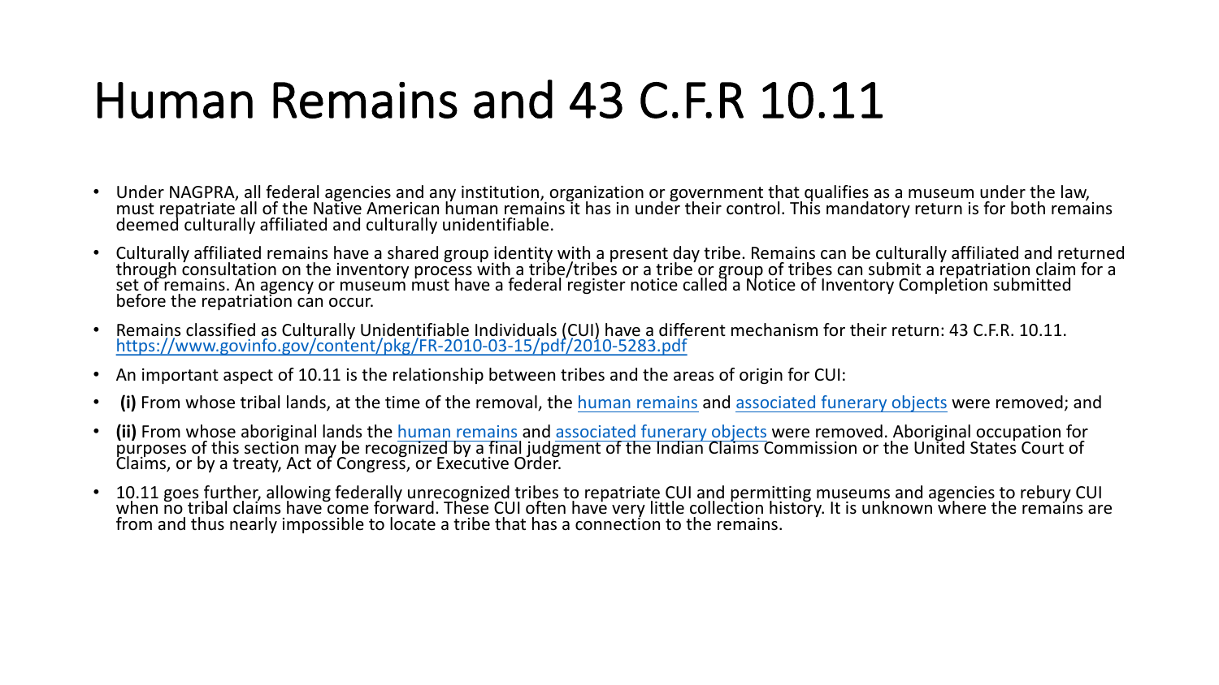# Human Remains and 43 C.F.R 10.11

- Under NAGPRA, all federal agencies and any institution, organization or government that qualifies as a museum under the law, must repatriate all of the Native American human remains it has in under their control. This mandatory return is for both remains deemed culturally affiliated and culturally unidentifiable.
- Culturally affiliated remains have a shared group identity with a present day tribe. Remains can be culturally affiliated and returned through consultation on the inventory process with a tribe/tribes or a tribe or group of tribes can submit a repatriation claim for a set of remains. An agency or museum must have a federal register notice called a Notice of Inventory Completion submitted before the repatriation can occur.
- Remains classified as Culturally Unidentifiable Individuals (CUI) have a different mechanism for their return: 43 C.F.R. 10.11. [https://www.govinfo.gov/content/pkg/FR-2010-03-15/pdf/2010-5283.pdf](https://www.govinfo.gov/content/pkg/FR-2010-03-15/pdf/2010-5283.pdf)
- An important aspect of 10.11 is the relationship between tribes and the areas of origin for CUI:
- **(i)** From whose tribal lands, at the time of the removal, the human remains and associated funerary objects were removed; and
- **(ii)** From whose aboriginal lands the human remains and associated funerary objects were removed. Aboriginal occupation for purposes of this section may be recognized by a final judgment of the Indian Claims Commission or the United States Court of Claims, or by a treaty, Act of Congress, or Executive Order.
- 10.11 goes further, allowing federally unrecognized tribes to repatriate CUI and permitting museums and agencies to rebury CUI when no tribal claims have come forward. These CUI often have very little collection history. It is unknown where the remains are from and thus nearly impossible to locate a tribe that has a connection to the remains.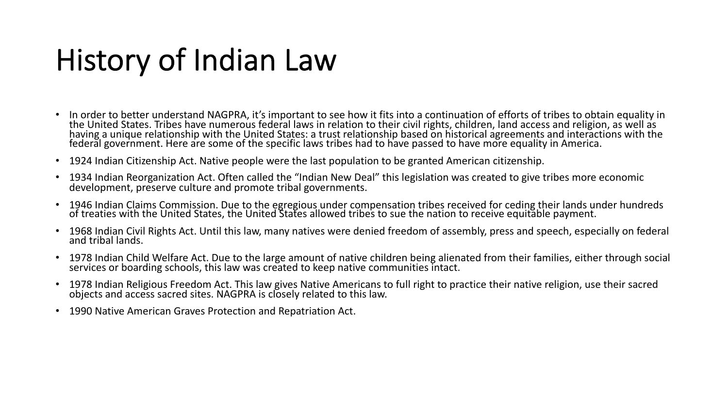# History of Indian Law

- In order to better understand NAGPRA, it's important to see how it fits into a continuation of efforts of tribes to obtain equality in the United States. Tribes have numerous federal laws in relation to their civil rights, children, land access and religion, as well as having a unique relationship with the United States: a trust relationship based on historical agreements and interactions with the federal government. Here are some of the specific laws tribes had to have passed to have more equality in America.
- 1924 Indian Citizenship Act. Native people were the last population to be granted American citizenship.
- 1934 Indian Reorganization Act. Often called the "Indian New Deal" this legislation was created to give tribes more economic development, preserve culture and promote tribal governments.
- 1946 Indian Claims Commission. Due to the egregious under compensation tribes received for ceding their lands under hundreds of treaties with the United States, the United States allowed tribes to sue the nation to receive equitable payment.
- 1968 Indian Civil Rights Act. Until this law, many natives were denied freedom of assembly, press and speech, especially on federal and tribal lands.
- 1978 Indian Child Welfare Act. Due to the large amount of native children being alienated from their families, either through social services or boarding schools, this law was created to keep native communities intact.
- 1978 Indian Religious Freedom Act. This law gives Native Americans to full right to practice their native religion, use their sacred objects and access sacred sites. NAGPRA is closely related to this law.
- 1990 Native American Graves Protection and Repatriation Act.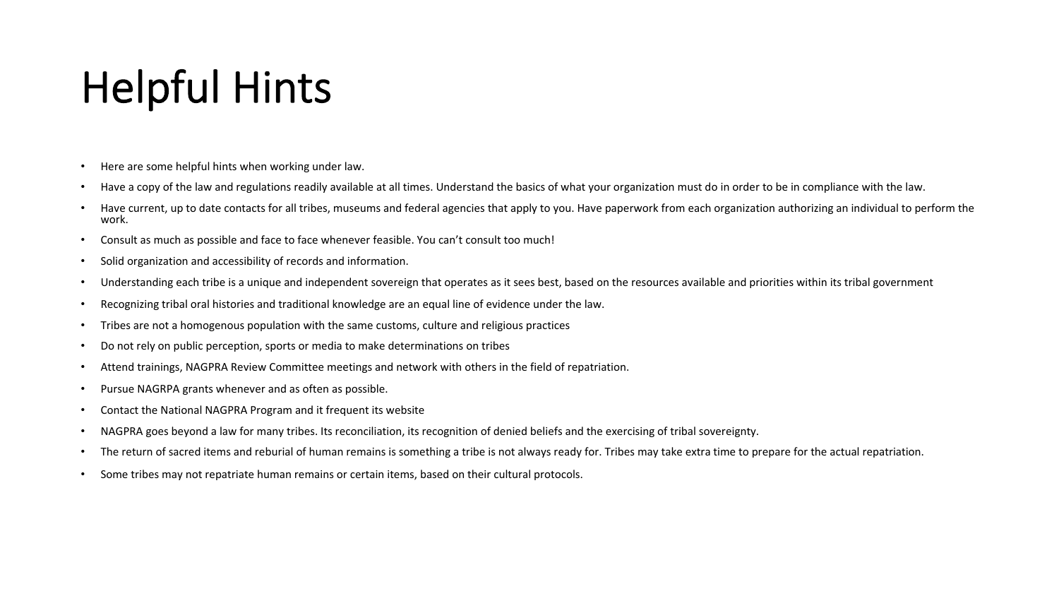# Helpful Hints

- Here are some helpful hints when working under law.
- Have a copy of the law and regulations readily available at all times. Understand the basics of what your organization must do in order to be in compliance with the law.
- Have current, up to date contacts for all tribes, museums and federal agencies that apply to you. Have paperwork from each organization authorizing an individual to perform the work.
- Consult as much as possible and face to face whenever feasible. You can't consult too much!
- Solid organization and accessibility of records and information.
- Understanding each tribe is a unique and independent sovereign that operates as it sees best, based on the resources available and priorities within its tribal government
- Recognizing tribal oral histories and traditional knowledge are an equal line of evidence under the law.
- Tribes are not a homogenous population with the same customs, culture and religious practices
- Do not rely on public perception, sports or media to make determinations on tribes
- Attend trainings, NAGPRA Review Committee meetings and network with others in the field of repatriation.
- Pursue NAGRPA grants whenever and as often as possible.
- Contact the National NAGPRA Program and it frequent its website
- NAGPRA goes beyond a law for many tribes. Its reconciliation, its recognition of denied beliefs and the exercising of tribal sovereignty.
- The return of sacred items and reburial of human remains is something a tribe is not always ready for. Tribes may take extra time to prepare for the actual repatriation.
- Some tribes may not repatriate human remains or certain items, based on their cultural protocols.